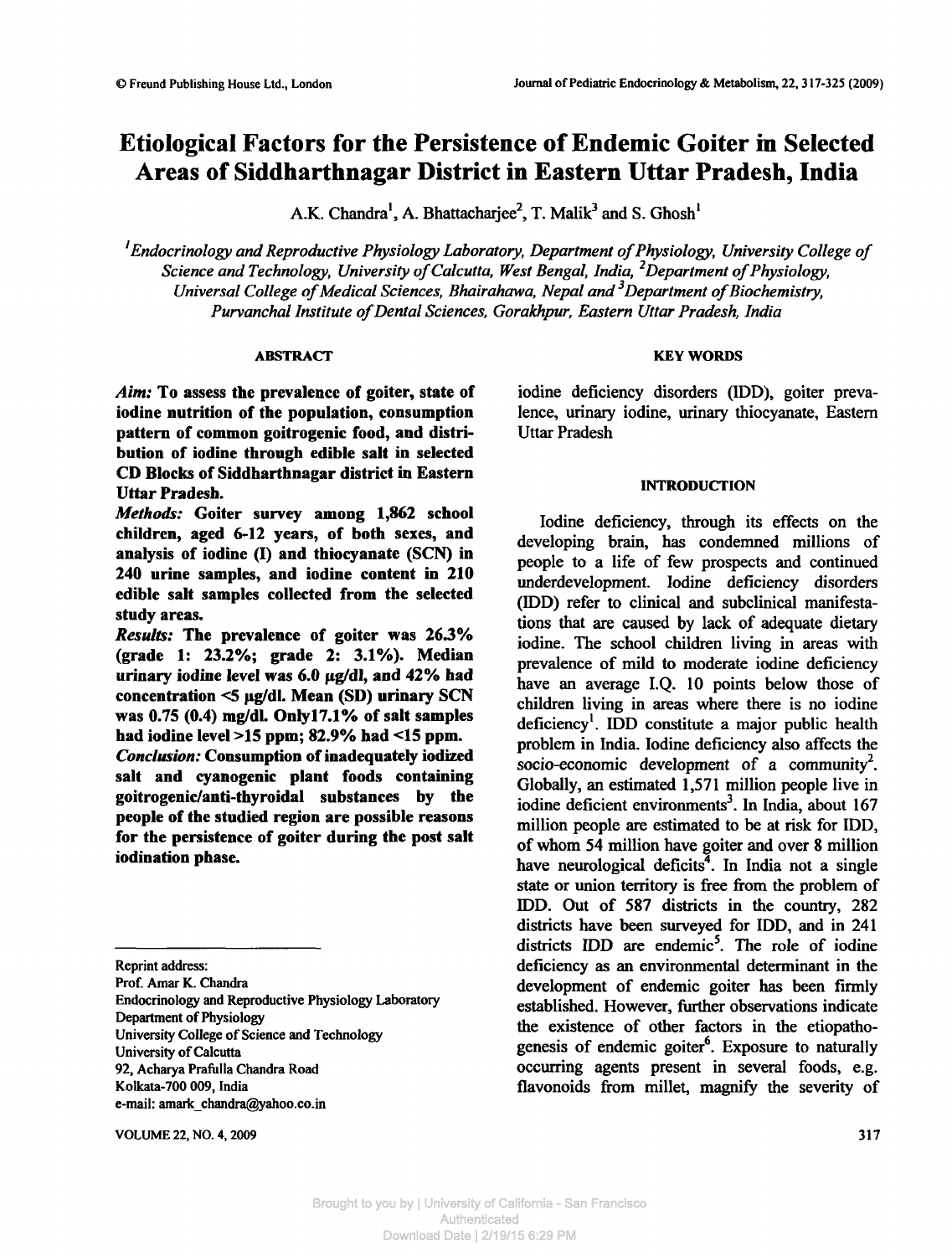# Etiological Factors for the Persistence of Endemic Goiter in Selected Areas of Siddharthnagar District in Eastern Uttar Pradesh, India

A.K. Chandra[1], A. Bhattacharjee[2], T. Malik[3] and S. Ghosh[1]

[1]*Endocrinology and Reproductive Physiology Laboratory, Department of Physiology, University College of Science and Technology, University of Calcutta, West Bengal, India,* [2]*Department of Physiology, Universal College of Medical Sciences, Bhairahawa, Nepal and* [3]*Department of Biochemistry, Purvanchal Institute of Dental Sciences, Gorakhpur, Eastern Uttar Pradesh, India*

## ABSTRACT

***Aim:*** **To assess the prevalence of goiter, state of iodine nutrition of the population, consumption pattern of common goitrogenic food, and distribution of iodine through edible salt in selected CD Blocks of Siddharthnagar district in Eastern Uttar Pradesh.**

***Methods:*** **Goiter survey among 1,862 school children, aged 6-12 years, of both sexes, and analysis of iodine (I) and thiocyanate (SCN) in 240 urine samples, and iodine content in 210 edible salt samples collected from the selected study areas.**

***Results:*** **The prevalence of goiter was 26.3% (grade 1: 23.2%; grade 2: 3.1%). Median urinary iodine level was 6.0 µg/dl, and 42% had concentration <5 µg/dl. Mean (SD) urinary SCN was 0.75 (0.4) mg/dl. Only17.1% of salt samples had iodine level >15 ppm; 82.9% had <15 ppm.**

***Conclusion:*** **Consumption of inadequately iodized salt and cyanogenic plant foods containing goitrogenic/anti-thyroidal substances by the people of the studied region are possible reasons for the persistence of goiter during the post salt iodination phase.**

Reprint address:
Prof. Amar K. Chandra
Endocrinology and Reproductive Physiology Laboratory
Department of Physiology
University College of Science and Technology
University of Calcutta
92, Acharya Prafulla Chandra Road
Kolkata-700 009, India
e-mail: amark_chandra@yahoo.co.in

## KEY WORDS

iodine deficiency disorders (IDD), goiter prevalence, urinary iodine, urinary thiocyanate, Eastern Uttar Pradesh

## INTRODUCTION

Iodine deficiency, through its effects on the developing brain, has condemned millions of people to a life of few prospects and continued underdevelopment. Iodine deficiency disorders (IDD) refer to clinical and subclinical manifestations that are caused by lack of adequate dietary iodine. The school children living in areas with prevalence of mild to moderate iodine deficiency have an average I.Q. 10 points below those of children living in areas where there is no iodine deficiency[1]. IDD constitute a major public health problem in India. Iodine deficiency also affects the socio-economic development of a community[2]. Globally, an estimated 1,571 million people live in iodine deficient environments[3]. In India, about 167 million people are estimated to be at risk for IDD, of whom 54 million have goiter and over 8 million have neurological deficits[4]. In India not a single state or union territory is free from the problem of IDD. Out of 587 districts in the country, 282 districts have been surveyed for IDD, and in 241 districts IDD are endemic[5]. The role of iodine deficiency as an environmental determinant in the development of endemic goiter has been firmly established. However, further observations indicate the existence of other factors in the etiopathogenesis of endemic goiter[6]. Exposure to naturally occurring agents present in several foods, e.g. flavonoids from millet, magnify the severity of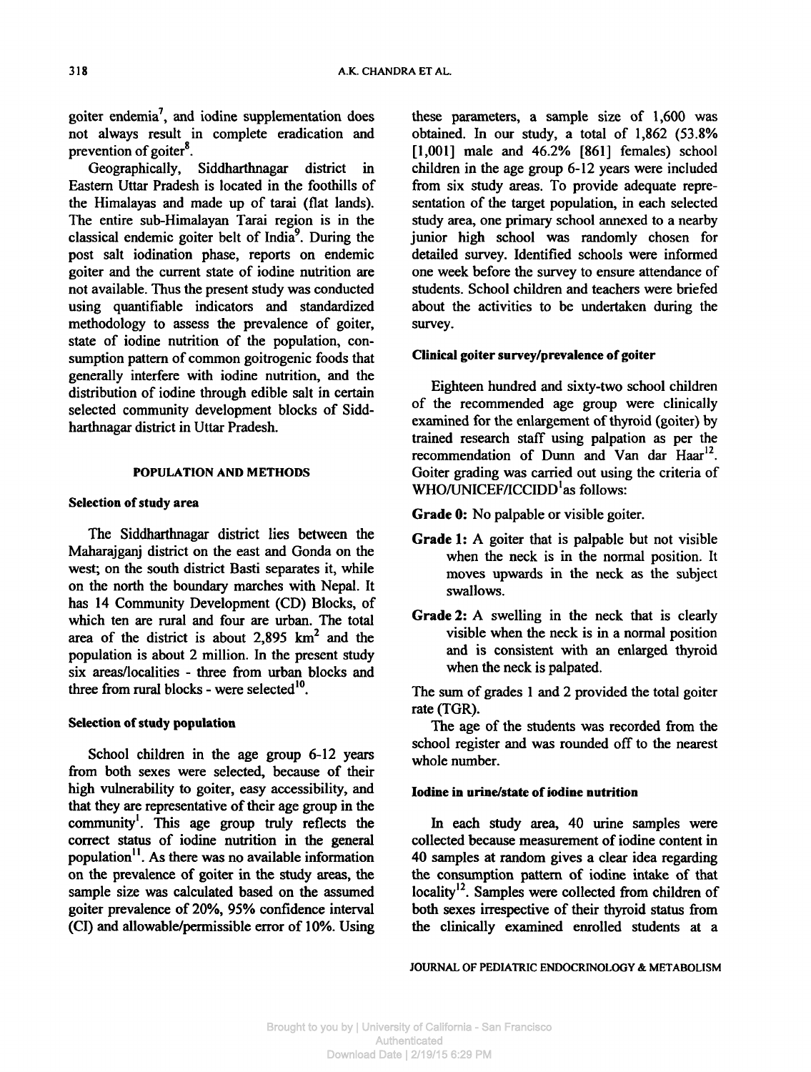goiter endemia[7], and iodine supplementation does not always result in complete eradication and prevention of goiter[8].

Geographically, Siddharthnagar district in Eastern Uttar Pradesh is located in the foothills of the Himalayas and made up of tarai (flat lands). The entire sub-Himalayan Tarai region is in the classical endemic goiter belt of India[9]. During the post salt iodination phase, reports on endemic goiter and the current state of iodine nutrition are not available. Thus the present study was conducted using quantifiable indicators and standardized methodology to assess the prevalence of goiter, state of iodine nutrition of the population, consumption pattern of common goitrogenic foods that generally interfere with iodine nutrition, and the distribution of iodine through edible salt in certain selected community development blocks of Siddharthnagar district in Uttar Pradesh.

## POPULATION AND METHODS

### Selection of study area

The Siddharthnagar district lies between the Maharajganj district on the east and Gonda on the west; on the south district Basti separates it, while on the north the boundary marches with Nepal. It has 14 Community Development (CD) Blocks, of which ten are rural and four are urban. The total area of the district is about 2,895 $km^2$ and the population is about 2 million. In the present study six areas/localities - three from urban blocks and three from rural blocks - were selected[10].

### Selection of study population

School children in the age group 6-12 years from both sexes were selected, because of their high vulnerability to goiter, easy accessibility, and that they are representative of their age group in the community[1]. This age group truly reflects the correct status of iodine nutrition in the general population[11]. As there was no available information on the prevalence of goiter in the study areas, the sample size was calculated based on the assumed goiter prevalence of 20%, 95% confidence interval (CI) and allowable/permissible error of 10%. Using these parameters, a sample size of 1,600 was obtained. In our study, a total of 1,862 (53.8% [1,001] male and 46.2% [861] females) school children in the age group 6-12 years were included from six study areas. To provide adequate representation of the target population, in each selected study area, one primary school annexed to a nearby junior high school was randomly chosen for detailed survey. Identified schools were informed one week before the survey to ensure attendance of students. School children and teachers were briefed about the activities to be undertaken during the survey.

### Clinical goiter survey/prevalence of goiter

Eighteen hundred and sixty-two school children of the recommended age group were clinically examined for the enlargement of thyroid (goiter) by trained research staff using palpation as per the recommendation of Dunn and Van dar Haar[12]. Goiter grading was carried out using the criteria of WHO/UNICEF/ICCIDD[1] as follows:

**Grade 0:** No palpable or visible goiter.

**Grade 1:** A goiter that is palpable but not visible when the neck is in the normal position. It moves upwards in the neck as the subject swallows.

**Grade 2:** A swelling in the neck that is clearly visible when the neck is in a normal position and is consistent with an enlarged thyroid when the neck is palpated.

The sum of grades 1 and 2 provided the total goiter rate (TGR).

The age of the students was recorded from the school register and was rounded off to the nearest whole number.

### Iodine in urine/state of iodine nutrition

In each study area, 40 urine samples were collected because measurement of iodine content in 40 samples at random gives a clear idea regarding the consumption pattern of iodine intake of that locality[12]. Samples were collected from children of both sexes irrespective of their thyroid status from the clinically examined enrolled students at a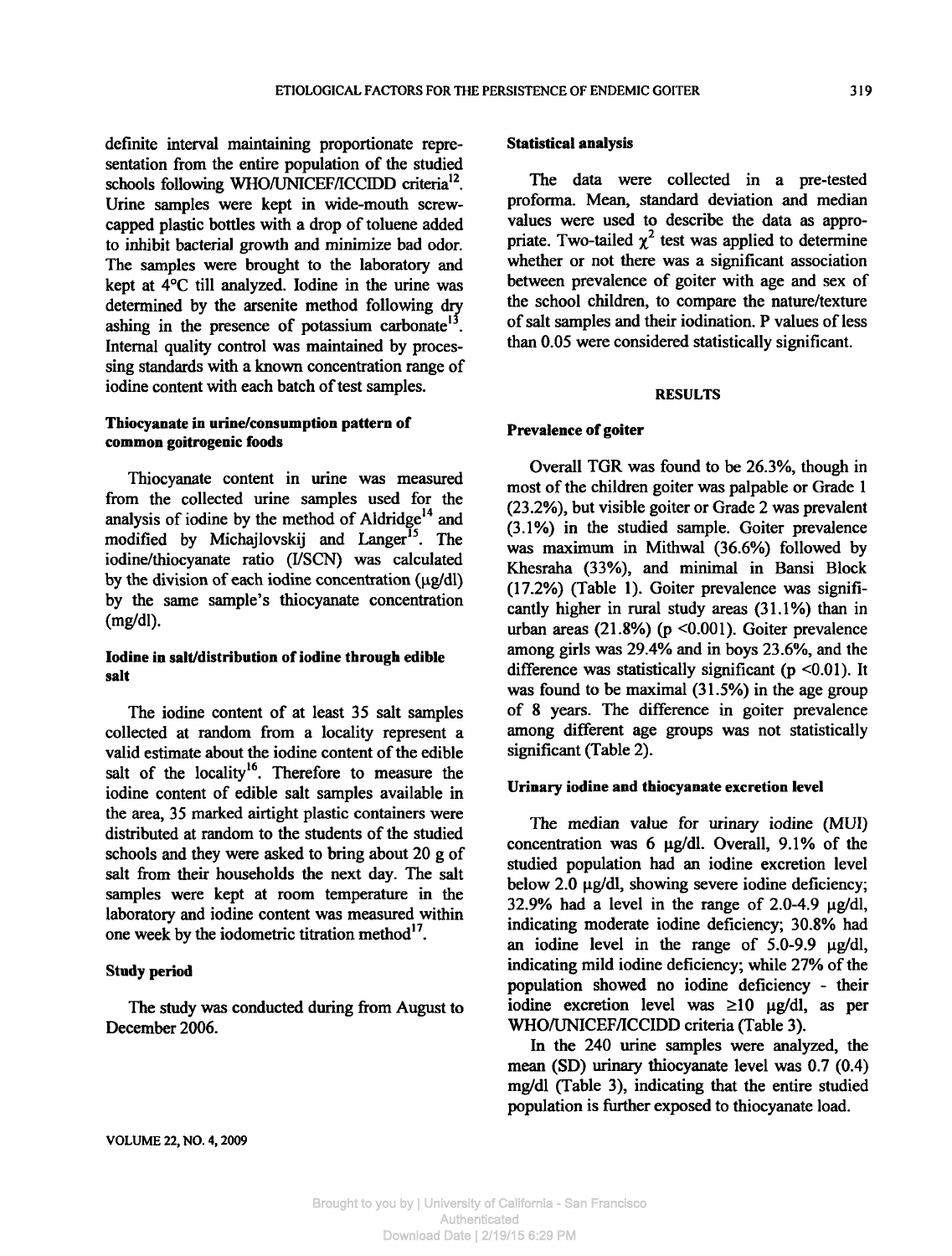definite interval maintaining proportionate representation from the entire population of the studied schools following WHO/UNICEF/ICCIDD criteria[12]. Urine samples were kept in wide-mouth screw-capped plastic bottles with a drop of toluene added to inhibit bacterial growth and minimize bad odor. The samples were brought to the laboratory and kept at 4°C till analyzed. Iodine in the urine was determined by the arsenite method following dry ashing in the presence of potassium carbonate[13]. Internal quality control was maintained by processing standards with a known concentration range of iodine content with each batch of test samples.

### Thiocyanate in urine/consumption pattern of common goitrogenic foods

Thiocyanate content in urine was measured from the collected urine samples used for the analysis of iodine by the method of Aldridge[14] and modified by Michajlovskij and Langer[15]. The iodine/thiocyanate ratio (I/SCN) was calculated by the division of each iodine concentration (μg/dl) by the same sample's thiocyanate concentration (mg/dl).

### Iodine in salt/distribution of iodine through edible salt

The iodine content of at least 35 salt samples collected at random from a locality represent a valid estimate about the iodine content of the edible salt of the locality[16]. Therefore to measure the iodine content of edible salt samples available in the area, 35 marked airtight plastic containers were distributed at random to the students of the studied schools and they were asked to bring about 20 g of salt from their households the next day. The salt samples were kept at room temperature in the laboratory and iodine content was measured within one week by the iodometric titration method[17].

### Study period

The study was conducted during from August to December 2006.

### Statistical analysis

The data were collected in a pre-tested proforma. Mean, standard deviation and median values were used to describe the data as appropriate. Two-tailed $\chi^2$ test was applied to determine whether or not there was a significant association between prevalence of goiter with age and sex of the school children, to compare the nature/texture of salt samples and their iodination. P values of less than 0.05 were considered statistically significant.

## RESULTS

### Prevalence of goiter

Overall TGR was found to be 26.3%, though in most of the children goiter was palpable or Grade 1 (23.2%), but visible goiter or Grade 2 was prevalent (3.1%) in the studied sample. Goiter prevalence was maximum in Mithwal (36.6%) followed by Khesraha (33%), and minimal in Bansi Block (17.2%) (Table 1). Goiter prevalence was significantly higher in rural study areas (31.1%) than in urban areas (21.8%) ($p < 0.001$). Goiter prevalence among girls was 29.4% and in boys 23.6%, and the difference was statistically significant ($p < 0.01$). It was found to be maximal (31.5%) in the age group of 8 years. The difference in goiter prevalence among different age groups was not statistically significant (Table 2).

### Urinary iodine and thiocyanate excretion level

The median value for urinary iodine (MUI) concentration was 6 μg/dl. Overall, 9.1% of the studied population had an iodine excretion level below 2.0 μg/dl, showing severe iodine deficiency; 32.9% had a level in the range of 2.0-4.9 μg/dl, indicating moderate iodine deficiency; 30.8% had an iodine level in the range of 5.0-9.9 μg/dl, indicating mild iodine deficiency; while 27% of the population showed no iodine deficiency - their iodine excretion level was ≥10 μg/dl, as per WHO/UNICEF/ICCIDD criteria (Table 3).

In the 240 urine samples were analyzed, the mean (SD) urinary thiocyanate level was 0.7 (0.4) mg/dl (Table 3), indicating that the entire studied population is further exposed to thiocyanate load.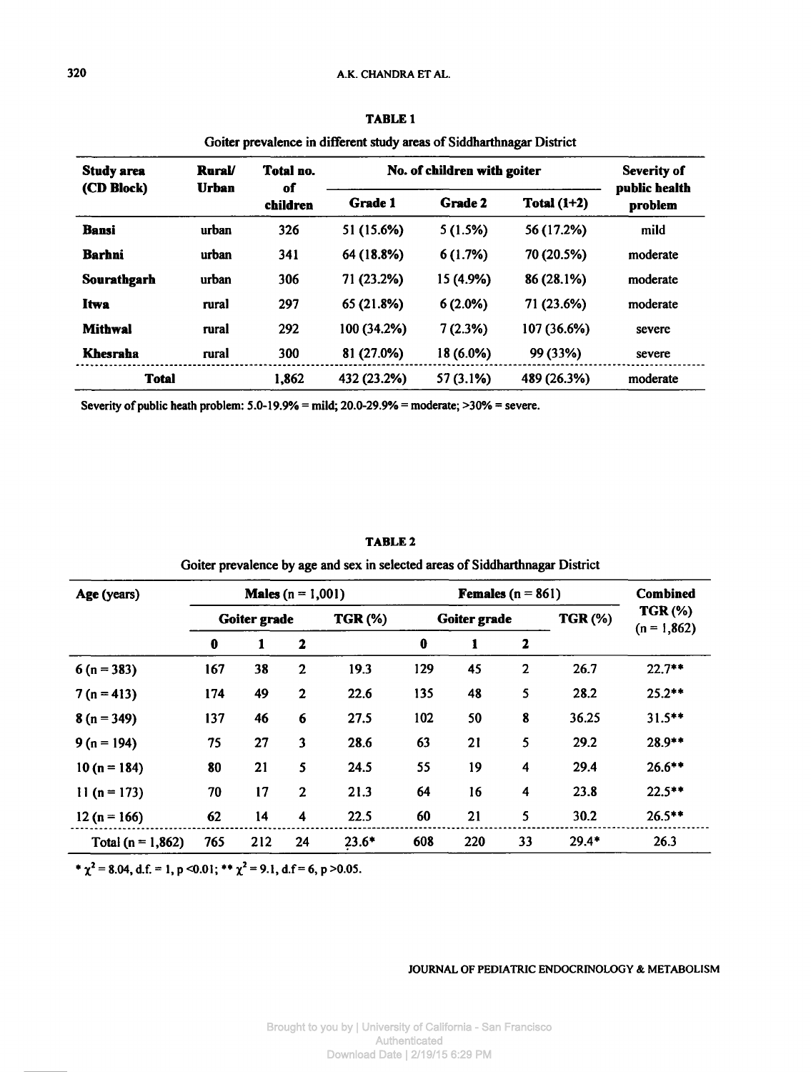**TABLE 1**

Goiter prevalence in different study areas of Siddharthnagar District

| Study area (CD Block) | Rural/ Urban | Total no. of children | No. of children with goiter | | | Severity of public health problem |
|---|---|---|---|---|---|---|
| | | | Grade 1 | Grade 2 | Total (1+2) | |
| **Bansi** | urban | 326 | 51 (15.6%) | 5 (1.5%) | 56 (17.2%) | mild |
| **Barhni** | urban | 341 | 64 (18.8%) | 6 (1.7%) | 70 (20.5%) | moderate |
| **Sourathgarh** | urban | 306 | 71 (23.2%) | 15 (4.9%) | 86 (28.1%) | moderate |
| **Itwa** | rural | 297 | 65 (21.8%) | 6 (2.0%) | 71 (23.6%) | moderate |
| **Mithwal** | rural | 292 | 100 (34.2%) | 7 (2.3%) | 107 (36.6%) | severe |
| **Khesraha** | rural | 300 | 81 (27.0%) | 18 (6.0%) | 99 (33%) | severe |
| **Total** | | 1,862 | 432 (23.2%) | 57 (3.1%) | 489 (26.3%) | moderate |

Severity of public heath problem: 5.0-19.9% = mild; 20.0-29.9% = moderate; >30% = severe.

**TABLE 2**

Goiter prevalence by age and sex in selected areas of Siddharthnagar District

| Age (years) | Males (n = 1,001) | | | | Females (n = 861) | | | | Combined TGR (%) (n = 1,862) |
|---|---|---|---|---|---|---|---|---|---|
| | Goiter grade | | | TGR (%) | Goiter grade | | | TGR (%) | |
| | 0 | 1 | 2 | | 0 | 1 | 2 | | |
| 6 (n = 383) | 167 | 38 | 2 | 19.3 | 129 | 45 | 2 | 26.7 | 22.7** |
| 7 (n = 413) | 174 | 49 | 2 | 22.6 | 135 | 48 | 5 | 28.2 | 25.2** |
| 8 (n = 349) | 137 | 46 | 6 | 27.5 | 102 | 50 | 8 | 36.25 | 31.5** |
| 9 (n = 194) | 75 | 27 | 3 | 28.6 | 63 | 21 | 5 | 29.2 | 28.9** |
| 10 (n = 184) | 80 | 21 | 5 | 24.5 | 55 | 19 | 4 | 29.4 | 26.6** |
| 11 (n = 173) | 70 | 17 | 2 | 21.3 | 64 | 16 | 4 | 23.8 | 22.5** |
| 12 (n = 166) | 62 | 14 | 4 | 22.5 | 60 | 21 | 5 | 30.2 | 26.5** |
| Total (n = 1,862) | 765 | 212 | 24 | 23.6* | 608 | 220 | 33 | 29.4* | 26.3 |

* $\chi^2 = 8.04$, d.f. = 1, $p < 0.01$; ** $\chi^2 = 9.1$, d.f = 6, $p > 0.05$.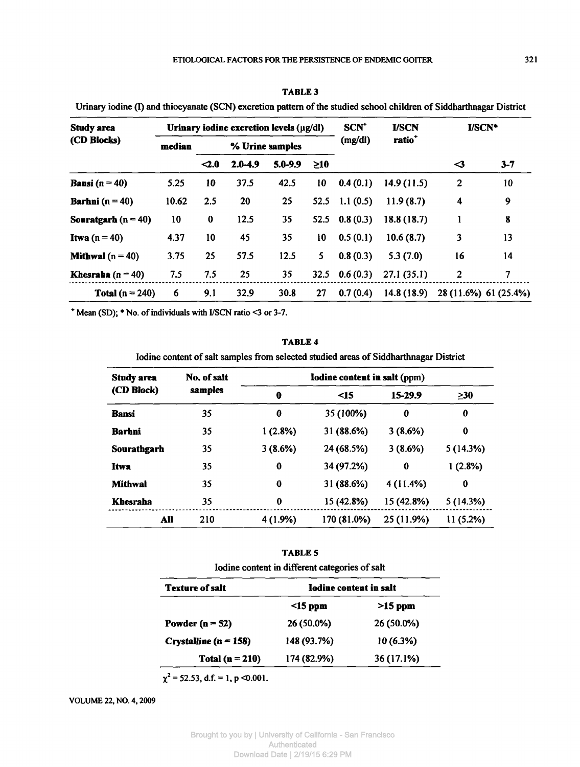**TABLE 3**

Urinary iodine (I) and thiocyanate (SCN) excretion pattern of the studied school children of Siddharthnagar District

| Study area (CD Blocks) | Urinary iodine excretion levels (μg/dl) | | | | | SCN⁺ (mg/dl) | I/SCN ratio⁺ | I/SCN* | |
|---|---|---|---|---|---|---|---|---|---|
| | median | % Urine samples | | | | | | | |
| | | <2.0 | 2.0-4.9 | 5.0-9.9 | ≥10 | | | <3 | 3-7 |
| **Bansi** (n = 40) | 5.25 | 10 | 37.5 | 42.5 | 10 | 0.4 (0.1) | 14.9 (11.5) | 2 | 10 |
| **Barhni** (n = 40) | 10.62 | 2.5 | 20 | 25 | 52.5 | 1.1 (0.5) | 11.9 (8.7) | 4 | 9 |
| **Souratgarh** (n = 40) | 10 | 0 | 12.5 | 35 | 52.5 | 0.8 (0.3) | 18.8 (18.7) | 1 | 8 |
| **Itwa** (n = 40) | 4.37 | 10 | 45 | 35 | 10 | 0.5 (0.1) | 10.6 (8.7) | 3 | 13 |
| **Mithwal** (n = 40) | 3.75 | 25 | 57.5 | 12.5 | 5 | 0.8 (0.3) | 5.3 (7.0) | 16 | 14 |
| **Khesraha** (n = 40) | 7.5 | 7.5 | 25 | 35 | 32.5 | 0.6 (0.3) | 27.1 (35.1) | 2 | 7 |
| **Total** (n = 240) | 6 | 9.1 | 32.9 | 30.8 | 27 | 0.7 (0.4) | 14.8 (18.9) | 28 (11.6%) | 61 (25.4%) |

⁺ Mean (SD); * No. of individuals with I/SCN ratio <3 or 3-7.

**TABLE 4**

Iodine content of salt samples from selected studied areas of Siddharthnagar District

| Study area (CD Block) | No. of salt samples | Iodine content in salt (ppm) | | | |
|---|---|---|---|---|---|
| | | 0 | <15 | 15-29.9 | ≥30 |
| **Bansi** | 35 | 0 | 35 (100%) | 0 | 0 |
| **Barhni** | 35 | 1 (2.8%) | 31 (88.6%) | 3 (8.6%) | 0 |
| **Sourathgarh** | 35 | 3 (8.6%) | 24 (68.5%) | 3 (8.6%) | 5 (14.3%) |
| **Itwa** | 35 | 0 | 34 (97.2%) | 0 | 1 (2.8%) |
| **Mithwal** | 35 | 0 | 31 (88.6%) | 4 (11.4%) | 0 |
| **Khesraha** | 35 | 0 | 15 (42.8%) | 15 (42.8%) | 5 (14.3%) |
| **All** | 210 | 4 (1.9%) | 170 (81.0%) | 25 (11.9%) | 11 (5.2%) |

**TABLE 5**

Iodine content in different categories of salt

| Texture of salt | Iodine content in salt | |
|---|---|---|
| | <15 ppm | >15 ppm |
| **Powder (n = 52)** | 26 (50.0%) | 26 (50.0%) |
| **Crystalline (n = 158)** | 148 (93.7%) | 10 (6.3%) |
| **Total (n = 210)** | 174 (82.9%) | 36 (17.1%) |

$\chi^2 = 52.53$, d.f. = 1, $p < 0.001$.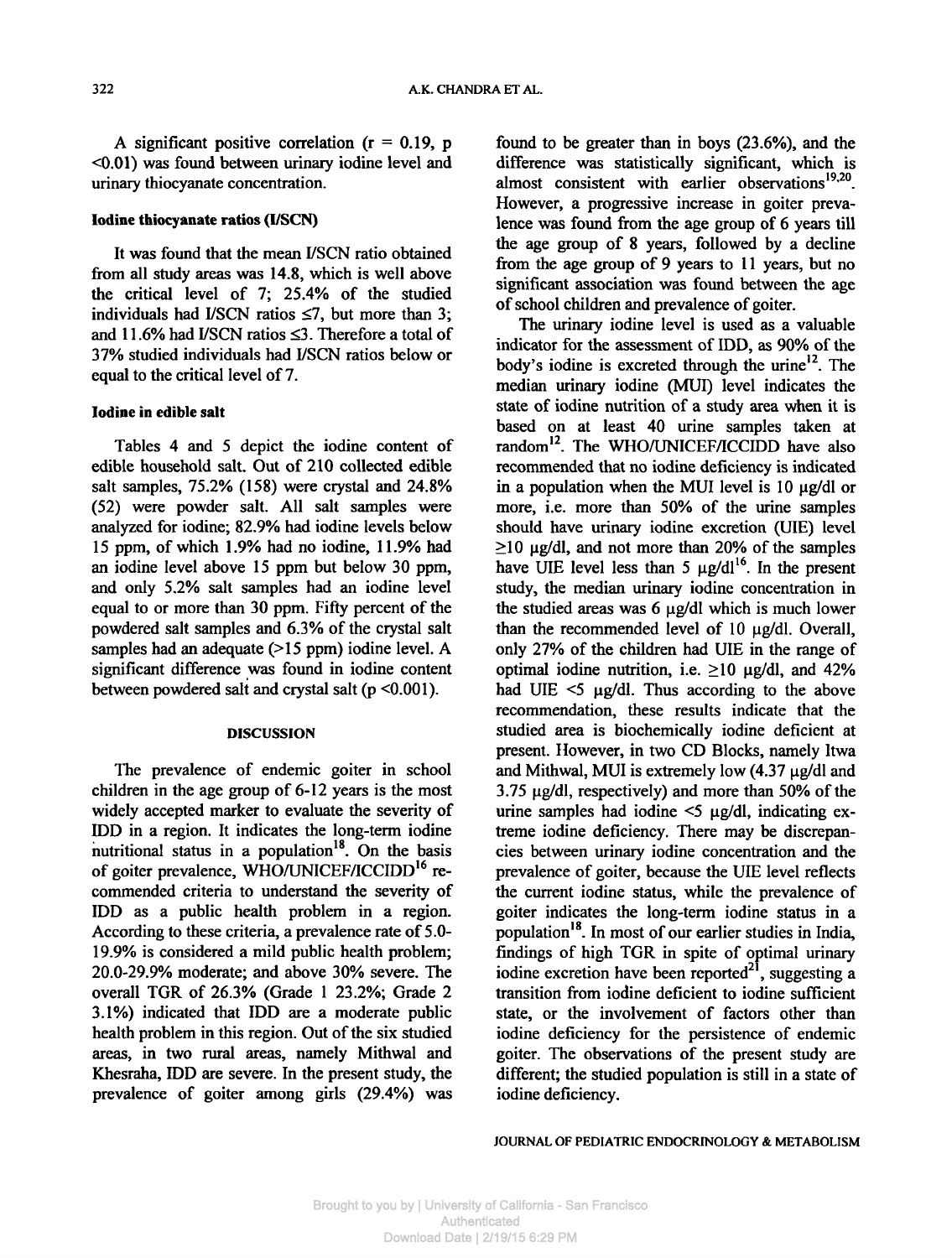A significant positive correlation ($r = 0.19$, $p < 0.01$) was found between urinary iodine level and urinary thiocyanate concentration.

### Iodine thiocyanate ratios (I/SCN)

It was found that the mean I/SCN ratio obtained from all study areas was 14.8, which is well above the critical level of 7; 25.4% of the studied individuals had I/SCN ratios ≤7, but more than 3; and 11.6% had I/SCN ratios ≤3. Therefore a total of 37% studied individuals had I/SCN ratios below or equal to the critical level of 7.

### Iodine in edible salt

Tables 4 and 5 depict the iodine content of edible household salt. Out of 210 collected edible salt samples, 75.2% (158) were crystal and 24.8% (52) were powder salt. All salt samples were analyzed for iodine; 82.9% had iodine levels below 15 ppm, of which 1.9% had no iodine, 11.9% had an iodine level above 15 ppm but below 30 ppm, and only 5.2% salt samples had an iodine level equal to or more than 30 ppm. Fifty percent of the powdered salt samples and 6.3% of the crystal salt samples had an adequate (>15 ppm) iodine level. A significant difference was found in iodine content between powdered salt and crystal salt ($p < 0.001$).

## DISCUSSION

The prevalence of endemic goiter in school children in the age group of 6-12 years is the most widely accepted marker to evaluate the severity of IDD in a region. It indicates the long-term iodine nutritional status in a population[18]. On the basis of goiter prevalence, WHO/UNICEF/ICCIDD[16] recommended criteria to understand the severity of IDD as a public health problem in a region. According to these criteria, a prevalence rate of 5.0-19.9% is considered a mild public health problem; 20.0-29.9% moderate; and above 30% severe. The overall TGR of 26.3% (Grade 1 23.2%; Grade 2 3.1%) indicated that IDD are a moderate public health problem in this region. Out of the six studied areas, in two rural areas, namely Mithwal and Khesraha, IDD are severe. In the present study, the prevalence of goiter among girls (29.4%) was found to be greater than in boys (23.6%), and the difference was statistically significant, which is almost consistent with earlier observations[19,20]. However, a progressive increase in goiter prevalence was found from the age group of 6 years till the age group of 8 years, followed by a decline from the age group of 9 years to 11 years, but no significant association was found between the age of school children and prevalence of goiter.

The urinary iodine level is used as a valuable indicator for the assessment of IDD, as 90% of the body's iodine is excreted through the urine[12]. The median urinary iodine (MUI) level indicates the state of iodine nutrition of a study area when it is based on at least 40 urine samples taken at random[12]. The WHO/UNICEF/ICCIDD have also recommended that no iodine deficiency is indicated in a population when the MUI level is 10 µg/dl or more, i.e. more than 50% of the urine samples should have urinary iodine excretion (UIE) level ≥10 µg/dl, and not more than 20% of the samples have UIE level less than 5 µg/dl[16]. In the present study, the median urinary iodine concentration in the studied areas was 6 µg/dl which is much lower than the recommended level of 10 µg/dl. Overall, only 27% of the children had UIE in the range of optimal iodine nutrition, i.e. ≥10 µg/dl, and 42% had UIE <5 µg/dl. Thus according to the above recommendation, these results indicate that the studied area is biochemically iodine deficient at present. However, in two CD Blocks, namely Itwa and Mithwal, MUI is extremely low (4.37 µg/dl and 3.75 µg/dl, respectively) and more than 50% of the urine samples had iodine <5 µg/dl, indicating extreme iodine deficiency. There may be discrepancies between urinary iodine concentration and the prevalence of goiter, because the UIE level reflects the current iodine status, while the prevalence of goiter indicates the long-term iodine status in a population[18]. In most of our earlier studies in India, findings of high TGR in spite of optimal urinary iodine excretion have been reported[21], suggesting a transition from iodine deficient to iodine sufficient state, or the involvement of factors other than iodine deficiency for the persistence of endemic goiter. The observations of the present study are different; the studied population is still in a state of iodine deficiency.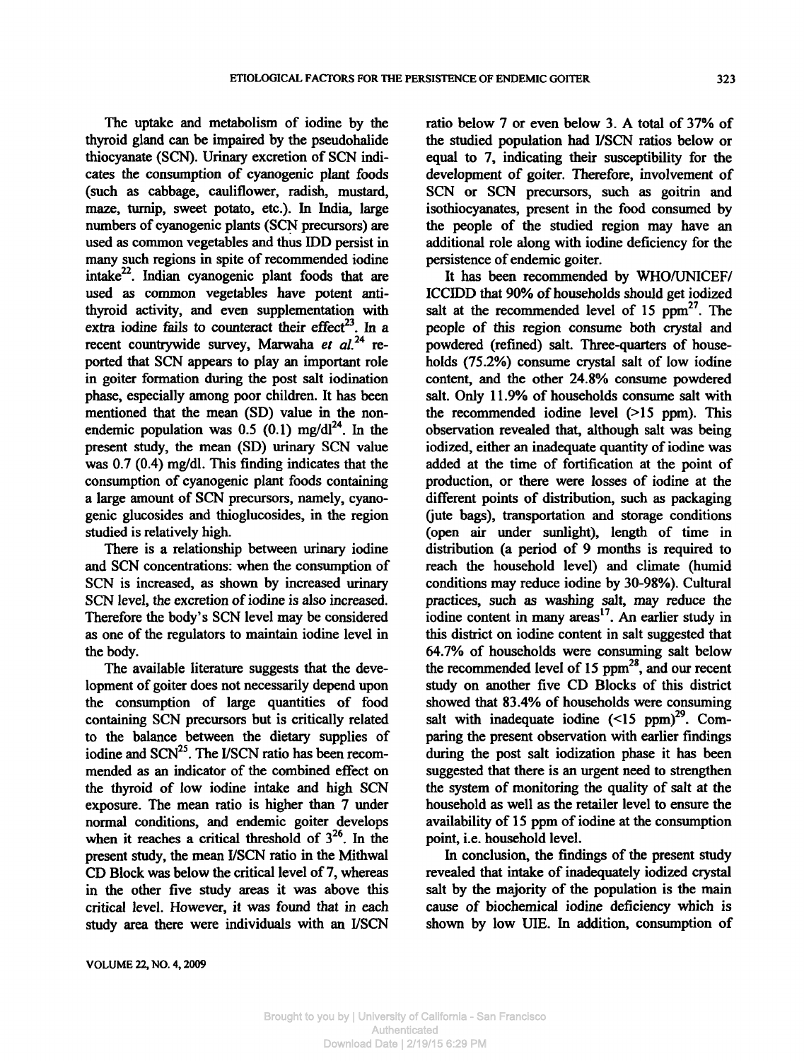The uptake and metabolism of iodine by the thyroid gland can be impaired by the pseudohalide thiocyanate (SCN). Urinary excretion of SCN indicates the consumption of cyanogenic plant foods (such as cabbage, cauliflower, radish, mustard, maze, turnip, sweet potato, etc.). In India, large numbers of cyanogenic plants (SCN precursors) are used as common vegetables and thus IDD persist in many such regions in spite of recommended iodine intake[22]. Indian cyanogenic plant foods that are used as common vegetables have potent antithyroid activity, and even supplementation with extra iodine fails to counteract their effect[23]. In a recent countrywide survey, Marwaha *et al.*[24] reported that SCN appears to play an important role in goiter formation during the post salt iodination phase, especially among poor children. It has been mentioned that the mean (SD) value in the non-endemic population was 0.5 (0.1) mg/dl[24]. In the present study, the mean (SD) urinary SCN value was 0.7 (0.4) mg/dl. This finding indicates that the consumption of cyanogenic plant foods containing a large amount of SCN precursors, namely, cyanogenic glucosides and thioglucosides, in the region studied is relatively high.

There is a relationship between urinary iodine and SCN concentrations: when the consumption of SCN is increased, as shown by increased urinary SCN level, the excretion of iodine is also increased. Therefore the body's SCN level may be considered as one of the regulators to maintain iodine level in the body.

The available literature suggests that the development of goiter does not necessarily depend upon the consumption of large quantities of food containing SCN precursors but is critically related to the balance between the dietary supplies of iodine and SCN[25]. The I/SCN ratio has been recommended as an indicator of the combined effect on the thyroid of low iodine intake and high SCN exposure. The mean ratio is higher than 7 under normal conditions, and endemic goiter develops when it reaches a critical threshold of 3[26]. In the present study, the mean I/SCN ratio in the Mithwal CD Block was below the critical level of 7, whereas in the other five study areas it was above this critical level. However, it was found that in each study area there were individuals with an I/SCN ratio below 7 or even below 3. A total of 37% of the studied population had I/SCN ratios below or equal to 7, indicating their susceptibility for the development of goiter. Therefore, involvement of SCN or SCN precursors, such as goitrin and isothiocyanates, present in the food consumed by the people of the studied region may have an additional role along with iodine deficiency for the persistence of endemic goiter.

It has been recommended by WHO/UNICEF/ICCIDD that 90% of households should get iodized salt at the recommended level of 15 ppm[27]. The people of this region consume both crystal and powdered (refined) salt. Three-quarters of households (75.2%) consume crystal salt of low iodine content, and the other 24.8% consume powdered salt. Only 11.9% of households consume salt with the recommended iodine level (>15 ppm). This observation revealed that, although salt was being iodized, either an inadequate quantity of iodine was added at the time of fortification at the point of production, or there were losses of iodine at the different points of distribution, such as packaging (jute bags), transportation and storage conditions (open air under sunlight), length of time in distribution (a period of 9 months is required to reach the household level) and climate (humid conditions may reduce iodine by 30-98%). Cultural practices, such as washing salt, may reduce the iodine content in many areas[17]. An earlier study in this district on iodine content in salt suggested that 64.7% of households were consuming salt below the recommended level of 15 ppm[28], and our recent study on another five CD Blocks of this district showed that 83.4% of households were consuming salt with inadequate iodine (<15 ppm)[29]. Comparing the present observation with earlier findings during the post salt iodization phase it has been suggested that there is an urgent need to strengthen the system of monitoring the quality of salt at the household as well as the retailer level to ensure the availability of 15 ppm of iodine at the consumption point, i.e. household level.

In conclusion, the findings of the present study revealed that intake of inadequately iodized crystal salt by the majority of the population is the main cause of biochemical iodine deficiency which is shown by low UIE. In addition, consumption of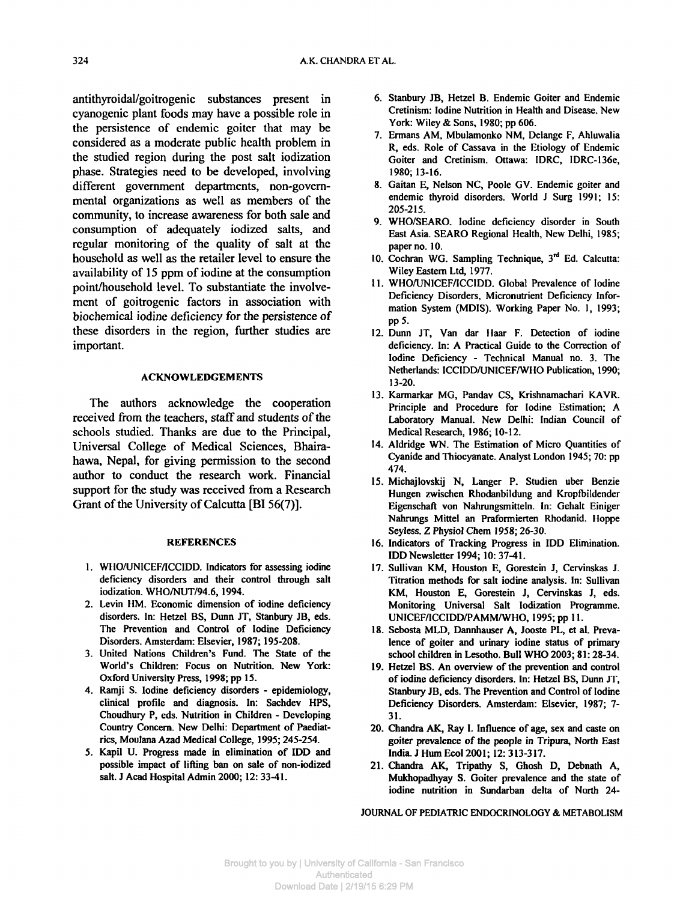antithyroidal/goitrogenic substances present in cyanogenic plant foods may have a possible role in the persistence of endemic goiter that may be considered as a moderate public health problem in the studied region during the post salt iodization phase. Strategies need to be developed, involving different government departments, non-governmental organizations as well as members of the community, to increase awareness for both sale and consumption of adequately iodized salts, and regular monitoring of the quality of salt at the household as well as the retailer level to ensure the availability of 15 ppm of iodine at the consumption point/household level. To substantiate the involvement of goitrogenic factors in association with biochemical iodine deficiency for the persistence of these disorders in the region, further studies are important.

## ACKNOWLEDGEMENTS

The authors acknowledge the cooperation received from the teachers, staff and students of the schools studied. Thanks are due to the Principal, Universal College of Medical Sciences, Bhairahawa, Nepal, for giving permission to the second author to conduct the research work. Financial support for the study was received from a Research Grant of the University of Calcutta [BI 56(7)].

## REFERENCES

1. WHO/UNICEF/ICCIDD. Indicators for assessing iodine deficiency disorders and their control through salt iodization. WHO/NUT/94.6, 1994.
2. Levin HM. Economic dimension of iodine deficiency disorders. In: Hetzel BS, Dunn JT, Stanbury JB, eds. The Prevention and Control of Iodine Deficiency Disorders. Amsterdam: Elsevier, 1987; 195-208.
3. United Nations Children's Fund. The State of the World's Children: Focus on Nutrition. New York: Oxford University Press, 1998; pp 15.
4. Ramji S. Iodine deficiency disorders - epidemiology, clinical profile and diagnosis. In: Sachdev HPS, Choudhury P, eds. Nutrition in Children - Developing Country Concern. New Delhi: Department of Paediatrics, Moulana Azad Medical College, 1995; 245-254.
5. Kapil U. Progress made in elimination of IDD and possible impact of lifting ban on sale of non-iodized salt. J Acad Hospital Admin 2000; 12: 33-41.
6. Stanbury JB, Hetzel B. Endemic Goiter and Endemic Cretinism: Iodine Nutrition in Health and Disease. New York: Wiley & Sons, 1980; pp 606.
7. Ermans AM, Mbulamonko NM, Delange F, Ahluwalia R, eds. Role of Cassava in the Etiology of Endemic Goiter and Cretinism. Ottawa: IDRC, IDRC-136e, 1980; 13-16.
8. Gaitan E, Nelson NC, Poole GV. Endemic goiter and endemic thyroid disorders. World J Surg 1991; 15: 205-215.
9. WHO/SEARO. Iodine deficiency disorder in South East Asia. SEARO Regional Health, New Delhi, 1985; paper no. 10.
10. Cochran WG. Sampling Technique, 3rd Ed. Calcutta: Wiley Eastern Ltd, 1977.
11. WHO/UNICEF/ICCIDD. Global Prevalence of Iodine Deficiency Disorders, Micronutrient Deficiency Information System (MDIS). Working Paper No. 1, 1993; pp 5.
12. Dunn JT, Van dar Haar F. Detection of iodine deficiency. In: A Practical Guide to the Correction of Iodine Deficiency - Technical Manual no. 3. The Netherlands: ICCIDD/UNICEF/WHO Publication, 1990; 13-20.
13. Karmarkar MG, Pandav CS, Krishnamachari KAVR. Principle and Procedure for Iodine Estimation; A Laboratory Manual. New Delhi: Indian Council of Medical Research, 1986; 10-12.
14. Aldridge WN. The Estimation of Micro Quantities of Cyanide and Thiocyanate. Analyst London 1945; 70: pp 474.
15. Michajlovskij N, Langer P. Studien uber Benzie Hungen zwischen Rhodanbildung and Kropfbildender Eigenschaft von Nahrungsmitteln. In: Gehalt Einiger Nahrungs Mittel an Praformierten Rhodanid. Hoppe Seyless. Z Physiol Chem 1958; 26-30.
16. Indicators of Tracking Progress in IDD Elimination. IDD Newsletter 1994; 10: 37-41.
17. Sullivan KM, Houston E, Gorestein J, Cervinskas J. Titration methods for salt iodine analysis. In: Sullivan KM, Houston E, Gorestein J, Cervinskas J, eds. Monitoring Universal Salt Iodization Programme. UNICEF/ICCIDD/PAMM/WHO, 1995; pp 11.
18. Sebosta MLD, Dannhauser A, Jooste PL, et al. Prevalence of goiter and urinary iodine status of primary school children in Lesotho. Bull WHO 2003; 81: 28-34.
19. Hetzel BS. An overview of the prevention and control of iodine deficiency disorders. In: Hetzel BS, Dunn JT, Stanbury JB, eds. The Prevention and Control of Iodine Deficiency Disorders. Amsterdam: Elsevier, 1987; 7-31.
20. Chandra AK, Ray I. Influence of age, sex and caste on goiter prevalence of the people in Tripura, North East India. J Hum Ecol 2001; 12: 313-317.
21. Chandra AK, Tripathy S, Ghosh D, Debnath A, Mukhopadhyay S. Goiter prevalence and the state of iodine nutrition in Sundarban delta of North 24-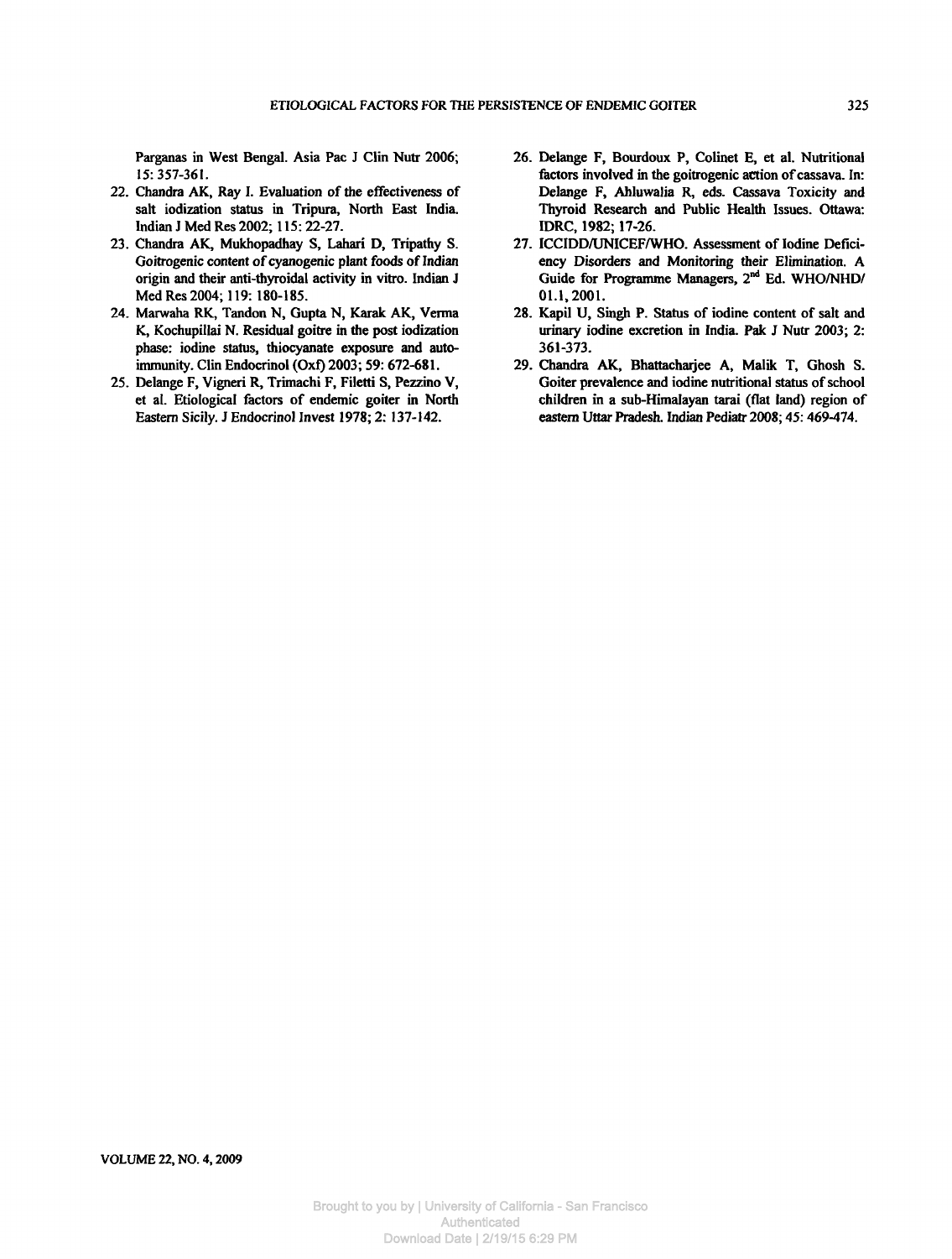Parganas in West Bengal. Asia Pac J Clin Nutr 2006; 15: 357-361.

22. Chandra AK, Ray I. Evaluation of the effectiveness of salt iodization status in Tripura, North East India. Indian J Med Res 2002; 115: 22-27.
23. Chandra AK, Mukhopadhay S, Lahari D, Tripathy S. Goitrogenic content of cyanogenic plant foods of Indian origin and their anti-thyroidal activity in vitro. Indian J Med Res 2004; 119: 180-185.
24. Marwaha RK, Tandon N, Gupta N, Karak AK, Verma K, Kochupillai N. Residual goitre in the post iodization phase: iodine status, thiocyanate exposure and autoimmunity. Clin Endocrinol (Oxf) 2003; 59: 672-681.
25. Delange F, Vigneri R, Trimachi F, Filetti S, Pezzino V, et al. Etiological factors of endemic goiter in North Eastern Sicily. J Endocrinol Invest 1978; 2: 137-142.
26. Delange F, Bourdoux P, Colinet E, et al. Nutritional factors involved in the goitrogenic action of cassava. In: Delange F, Ahluwalia R, eds. Cassava Toxicity and Thyroid Research and Public Health Issues. Ottawa: IDRC, 1982; 17-26.
27. ICCIDD/UNICEF/WHO. Assessment of Iodine Deficiency Disorders and Monitoring their Elimination. A Guide for Programme Managers, 2nd Ed. WHO/NHD/01.1, 2001.
28. Kapil U, Singh P. Status of iodine content of salt and urinary iodine excretion in India. Pak J Nutr 2003; 2: 361-373.
29. Chandra AK, Bhattacharjee A, Malik T, Ghosh S. Goiter prevalence and iodine nutritional status of school children in a sub-Himalayan tarai (flat land) region of eastern Uttar Pradesh. Indian Pediatr 2008; 45: 469-474.